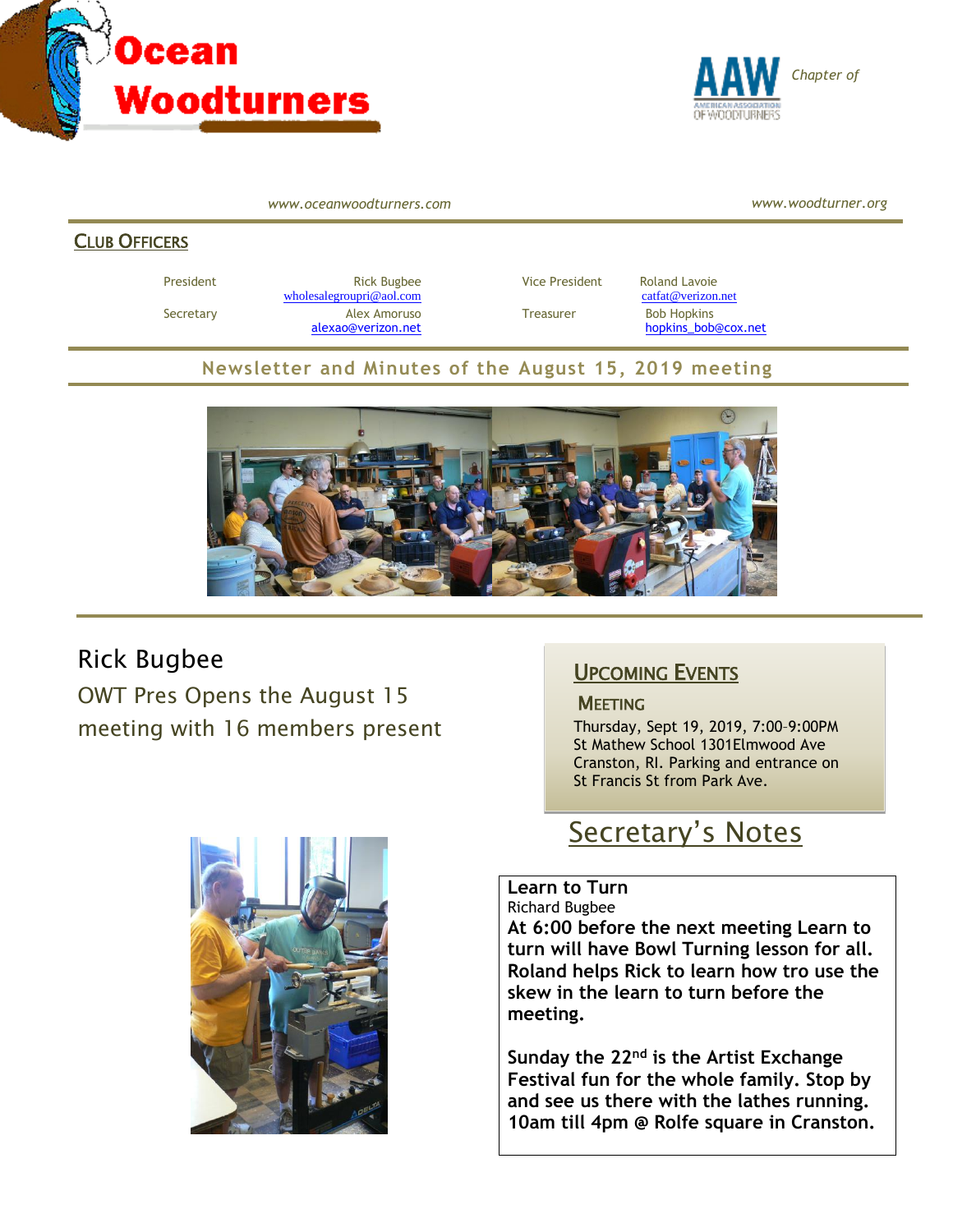# Ocean Woodturners

Chapter of AAW

*www.oceanwoodturners.com* *www.woodturner.org*

## CLUB OFFICERS

| | | | |
|---|---|---|---|
| President | Rick Bugbee wholesalegroupri@aol.com | Vice President | Roland Lavoie catfat@verizon.net |
| Secretary | Alex Amoruso alexao@verizon.net | Treasurer | Bob Hopkins hopkins_bob@cox.net |

## Newsletter and Minutes of the August 15, 2019 meeting

## Rick Bugbee

### OWT Pres Opens the August 15 meeting with 16 members present

## UPCOMING EVENTS

### MEETING

Thursday, Sept 19, 2019, 7:00-9:00PM
St Mathew School 1301Elmwood Ave
Cranston, RI. Parking and entrance on
St Francis St from Park Ave.

## Secretary's Notes

**Learn to Turn**
Richard Bugbee
**At 6:00 before the next meeting Learn to turn will have Bowl Turning lesson for all. Roland helps Rick to learn how tro use the skew in the learn to turn before the meeting.**

**Sunday the 22nd is the Artist Exchange Festival fun for the whole family. Stop by and see us there with the lathes running. 10am till 4pm @ Rolfe square in Cranston.**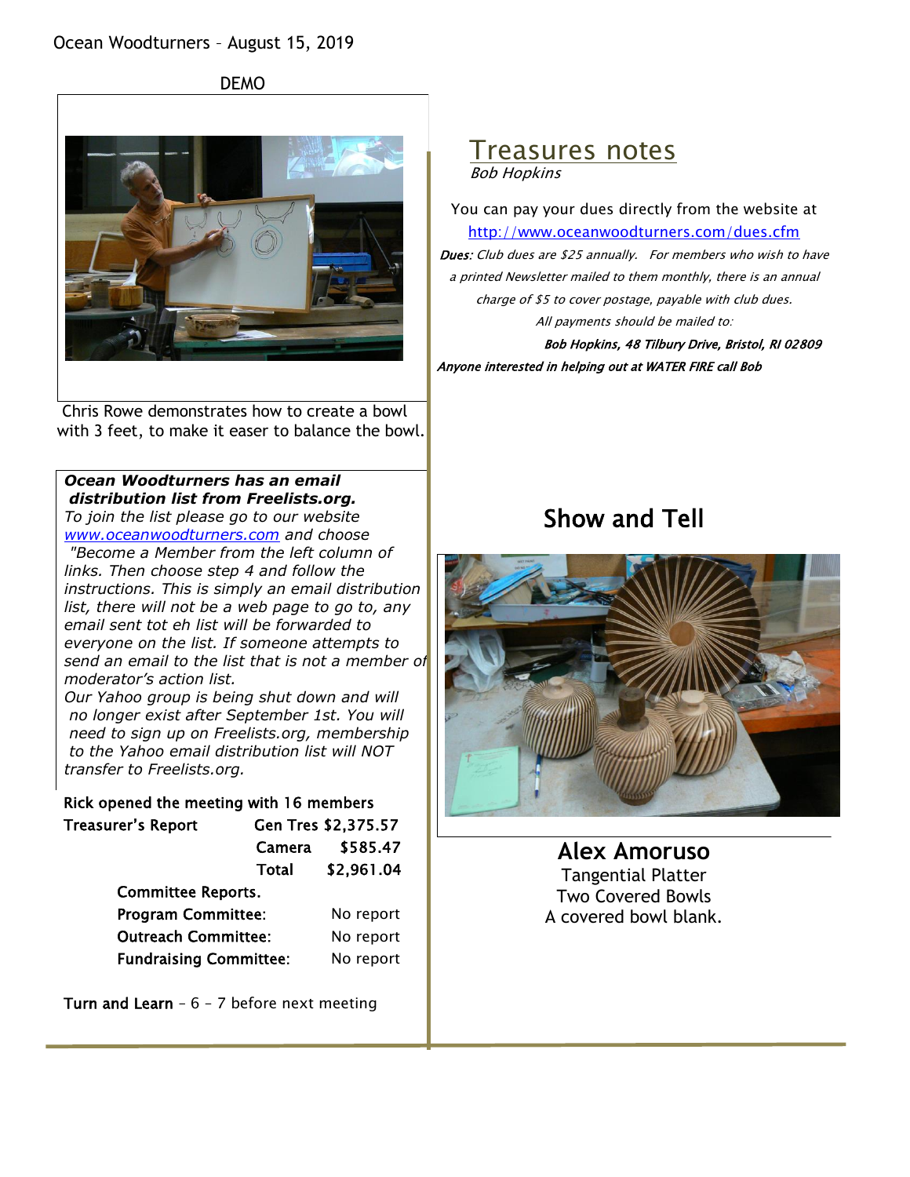Ocean Woodturners – August 15, 2019

DEMO

Chris Rowe demonstrates how to create a bowl with 3 feet, to make it easer to balance the bowl.

***Ocean Woodturners has an email distribution list from Freelists.org.***

*To join the list please go to our website [www.oceanwoodturners.com](http://www.oceanwoodturners.com) and choose "Become a Member from the left column of links. Then choose step 4 and follow the instructions. This is simply an email distribution list, there will not be a web page to go to, any email sent tot eh list will be forwarded to everyone on the list. If someone attempts to send an email to the list that is not a member of moderator's action list.*

*Our Yahoo group is being shut down and will no longer exist after September 1st. You will need to sign up on Freelists.org, membership to the Yahoo email distribution list will NOT transfer to Freelists.org.*

**Rick opened the meeting with 16 members**

| **Treasurer's Report** | **Gen Tres** | **$2,375.57** |
|---|---|---|
| | **Camera** | **$585.47** |
| | **Total** | **$2,961.04** |

**Committee Reports.**

| | |
|---|---|
| **Program Committee:** | No report |
| **Outreach Committee:** | No report |
| **Fundraising Committee:** | No report |

**Turn and Learn** – 6 – 7 before next meeting

## Treasures notes

*Bob Hopkins*

You can pay your dues directly from the website at [http://www.oceanwoodturners.com/dues.cfm](http://www.oceanwoodturners.com/dues.cfm)

***Dues****: Club dues are $25 annually. For members who wish to have a printed Newsletter mailed to them monthly, there is an annual charge of $5 to cover postage, payable with club dues.*

*All payments should be mailed to:*

***Bob Hopkins, 48 Tilbury Drive, Bristol, RI 02809***

***Anyone interested in helping out at WATER FIRE call Bob***

## Show and Tell

### Alex Amoruso

Tangential Platter

Two Covered Bowls

A covered bowl blank.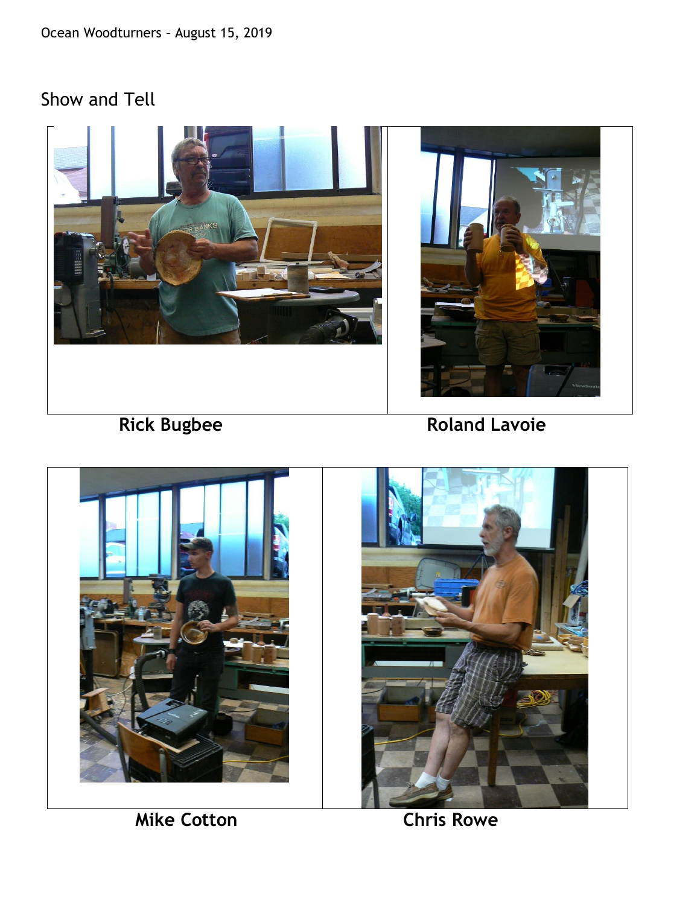## Show and Tell

**Rick Bugbee**

**Roland Lavoie**

**Mike Cotton**

**Chris Rowe**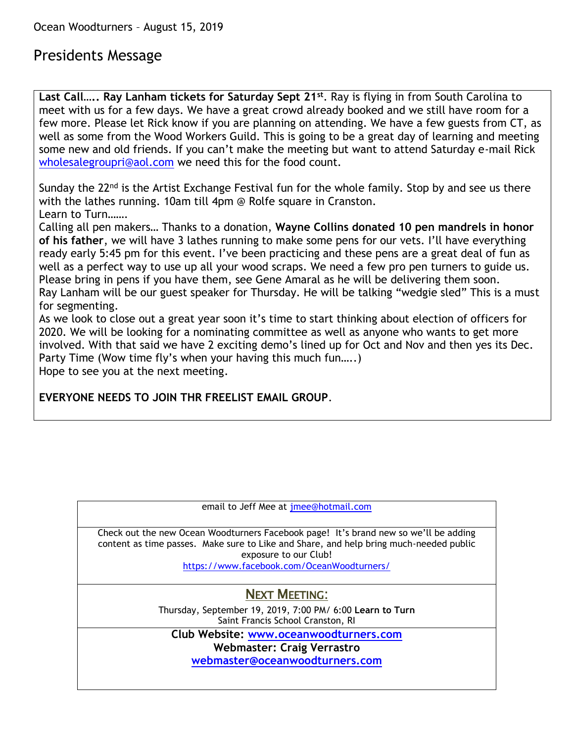Ocean Woodturners – August 15, 2019

# Presidents Message

**Last Call….. Ray Lanham tickets for Saturday Sept 21st**. Ray is flying in from South Carolina to meet with us for a few days. We have a great crowd already booked and we still have room for a few more. Please let Rick know if you are planning on attending. We have a few guests from CT, as well as some from the Wood Workers Guild. This is going to be a great day of learning and meeting some new and old friends. If you can't make the meeting but want to attend Saturday e-mail Rick wholesalegroupri@aol.com we need this for the food count.

Sunday the 22nd is the Artist Exchange Festival fun for the whole family. Stop by and see us there with the lathes running. 10am till 4pm @ Rolfe square in Cranston.

Learn to Turn…….

Calling all pen makers… Thanks to a donation, **Wayne Collins donated 10 pen mandrels in honor of his father**, we will have 3 lathes running to make some pens for our vets. I'll have everything ready early 5:45 pm for this event. I've been practicing and these pens are a great deal of fun as well as a perfect way to use up all your wood scraps. We need a few pro pen turners to guide us. Please bring in pens if you have them, see Gene Amaral as he will be delivering them soon.

Ray Lanham will be our guest speaker for Thursday. He will be talking "wedgie sled" This is a must for segmenting.

As we look to close out a great year soon it's time to start thinking about election of officers for 2020. We will be looking for a nominating committee as well as anyone who wants to get more involved. With that said we have 2 exciting demo's lined up for Oct and Nov and then yes its Dec. Party Time (Wow time fly's when your having this much fun…..)

Hope to see you at the next meeting.

**EVERYONE NEEDS TO JOIN THR FREELIST EMAIL GROUP**.

---

email to Jeff Mee at jmee@hotmail.com

Check out the new Ocean Woodturners Facebook page! It's brand new so we'll be adding content as time passes. Make sure to Like and Share, and help bring much-needed public exposure to our Club!
https://www.facebook.com/OceanWoodturners/

## NEXT MEETING:

Thursday, September 19, 2019, 7:00 PM/ 6:00 **Learn to Turn**
Saint Francis School Cranston, RI

**Club Website: www.oceanwoodturners.com**
**Webmaster: Craig Verrastro**
**webmaster@oceanwoodturners.com**